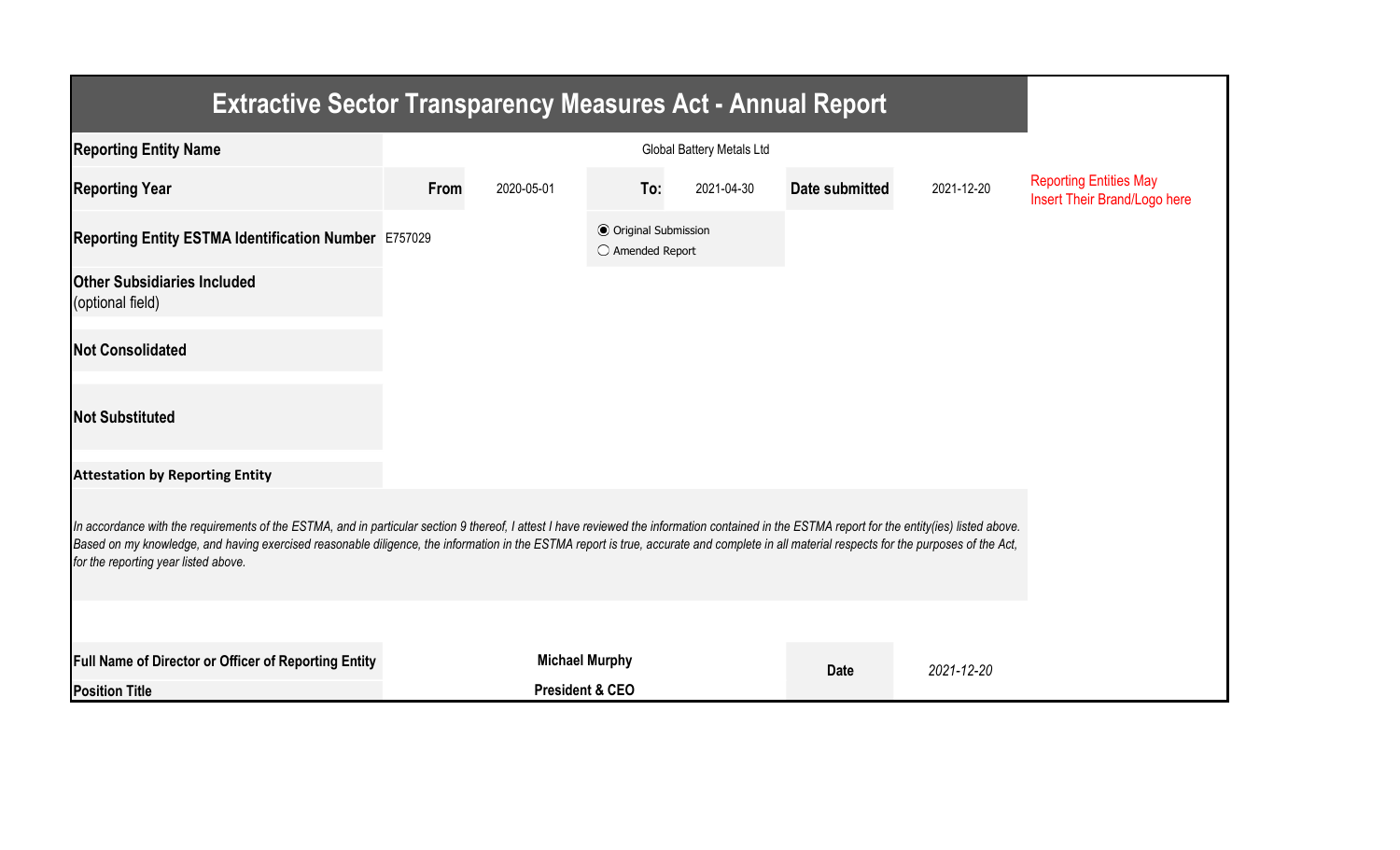# Extractive Sector Transparency Measures Act - Annual Report

| | | | | | | |
|---|---|---|---|---|---|---|
| **Reporting Entity Name** | Global Battery Metals Ltd | | | | | |
| **Reporting Year** | **From** | 2020-05-01 | **To:** | 2021-04-30 | **Date submitted** | 2021-12-20 |
| **Reporting Entity ESTMA Identification Number** | E757029 | | ◉ Original Submission ◯ Amended Report | | | |
| **Other Subsidiaries Included** (optional field) | | | | | | |
| **Not Consolidated** | | | | | | |
| **Not Substituted** | | | | | | |

Reporting Entities May Insert Their Brand/Logo here

**Attestation by Reporting Entity**

*In accordance with the requirements of the ESTMA, and in particular section 9 thereof, I attest I have reviewed the information contained in the ESTMA report for the entity(ies) listed above. Based on my knowledge, and having exercised reasonable diligence, the information in the ESTMA report is true, accurate and complete in all material respects for the purposes of the Act, for the reporting year listed above.*

| | | | |
|---|---|---|---|
| **Full Name of Director or Officer of Reporting Entity** | **Michael Murphy** | **Date** | *2021-12-20* |
| **Position Title** | **President & CEO** | | |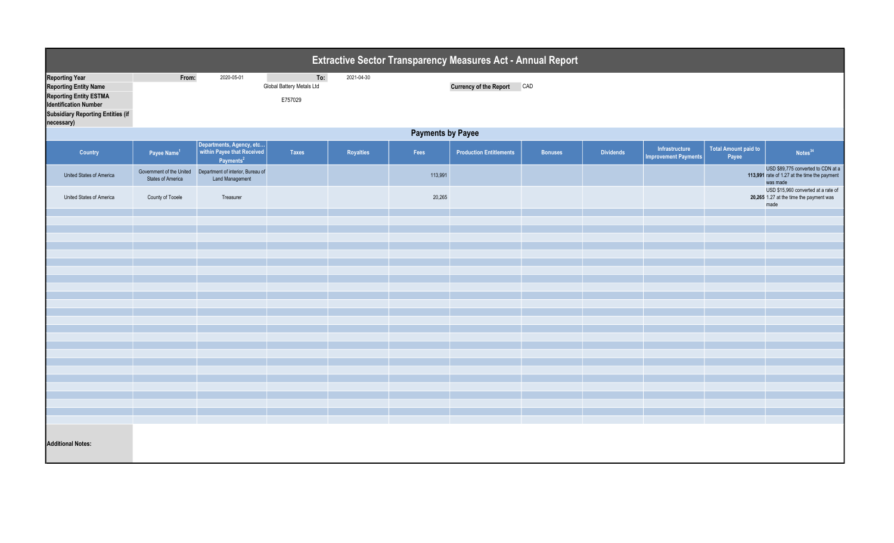# Extractive Sector Transparency Measures Act - Annual Report

| | | | |
|---|---|---|---|
| **Reporting Year** | From: 2020-05-01 | To: 2021-04-30 | |
| **Reporting Entity Name** | Global Battery Metals Ltd | | **Currency of the Report** CAD |
| **Reporting Entity ESTMA Identification Number** | E757029 | | |
| **Subsidiary Reporting Entities (if necessary)** | | | |

## Payments by Payee

| Country | Payee Name[1] | Departments, Agency, etc... within Payee that Received Payments[2] | Taxes | Royalties | Fees | Production Entitlements | Bonuses | Dividends | Infrastructure Improvement Payments | Total Amount paid to Payee | Notes[34] |
|---|---|---|---|---|---|---|---|---|---|---|---|
| United States of America | Government of the United States of America | Department of interior, Bureau of Land Management | | | 113,991 | | | | | **113,991** | USD $89,775 converted to CDN at a rate of 1.27 at the time the payment was made |
| United States of America | County of Tooele | Treasurer | | | 20,265 | | | | | **20,265** | USD $15,960 converted at a rate of 1.27 at the time the payment was made |

**Additional Notes:**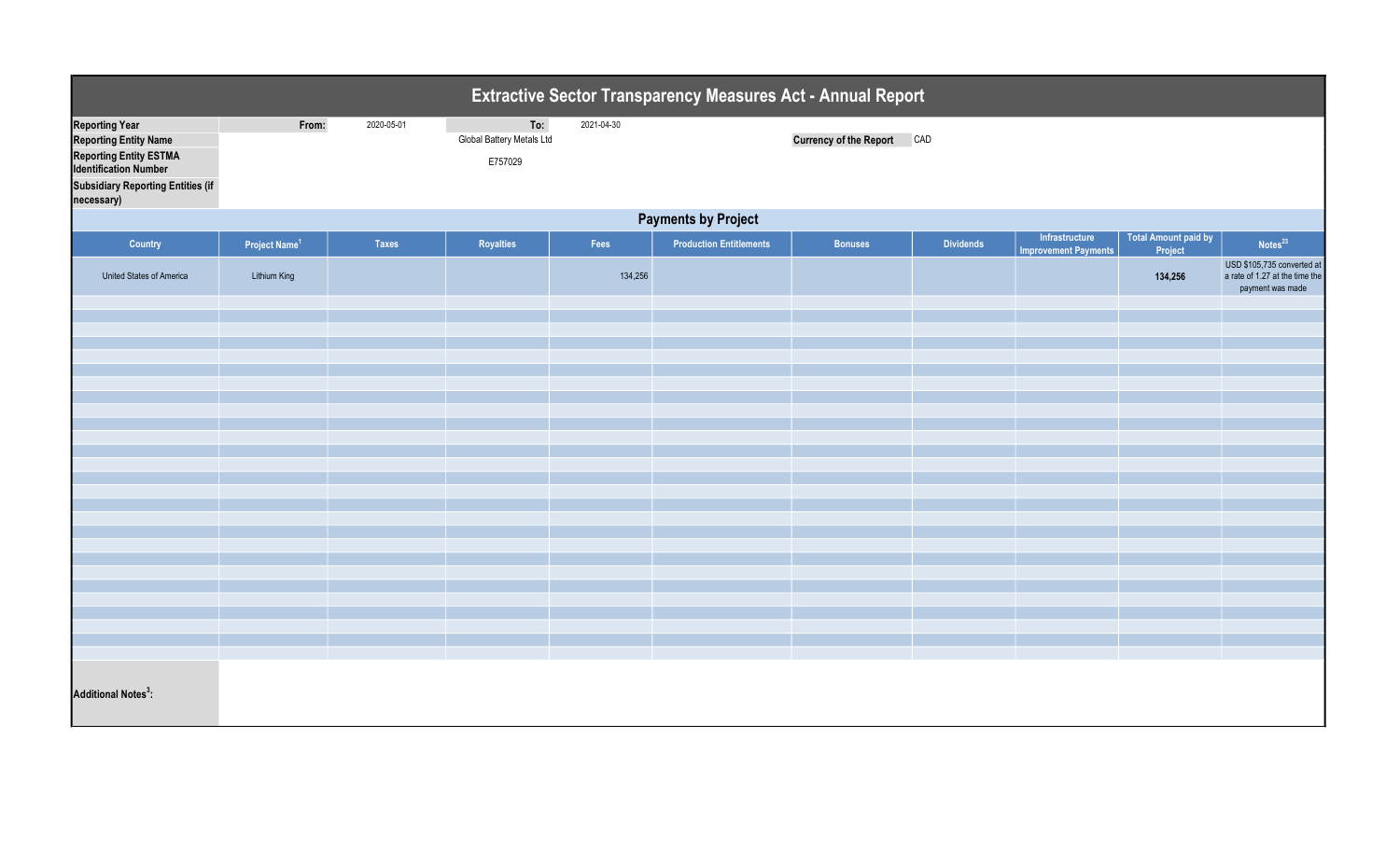# Extractive Sector Transparency Measures Act - Annual Report

| | | | | | |
|---|---|---|---|---|---|
| **Reporting Year** | **From:** | 2020-05-01 | **To:** | 2021-04-30 | |
| **Reporting Entity Name** | | Global Battery Metals Ltd | | **Currency of the Report** | CAD |
| **Reporting Entity ESTMA Identification Number** | | E757029 | | | |
| **Subsidiary Reporting Entities (if necessary)** | | | | | |

## Payments by Project

| Country | Project Name[1] | Taxes | Royalties | Fees | Production Entitlements | Bonuses | Dividends | Infrastructure Improvement Payments | Total Amount paid by Project | Notes[23] |
|---|---|---|---|---|---|---|---|---|---|---|
| United States of America | Lithium King | | | 134,256 | | | | | **134,256** | USD $105,735 converted at a rate of 1.27 at the time the payment was made |

**Additional Notes[3]:**